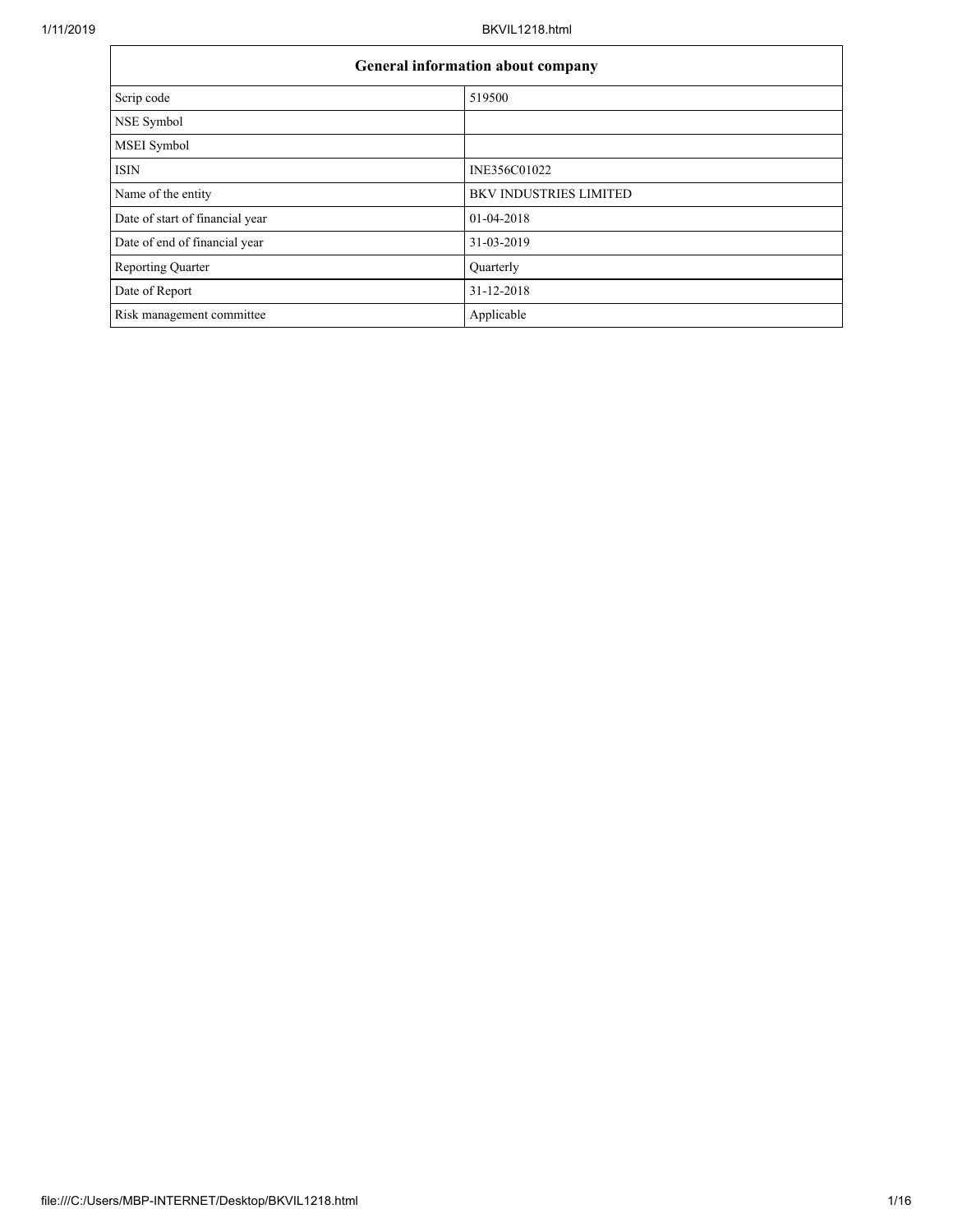| General information about company | |
|---|---|
| Scrip code | 519500 |
| NSE Symbol | |
| MSEI Symbol | |
| ISIN | INE356C01022 |
| Name of the entity | BKV INDUSTRIES LIMITED |
| Date of start of financial year | 01-04-2018 |
| Date of end of financial year | 31-03-2019 |
| Reporting Quarter | Quarterly |
| Date of Report | 31-12-2018 |
| Risk management committee | Applicable |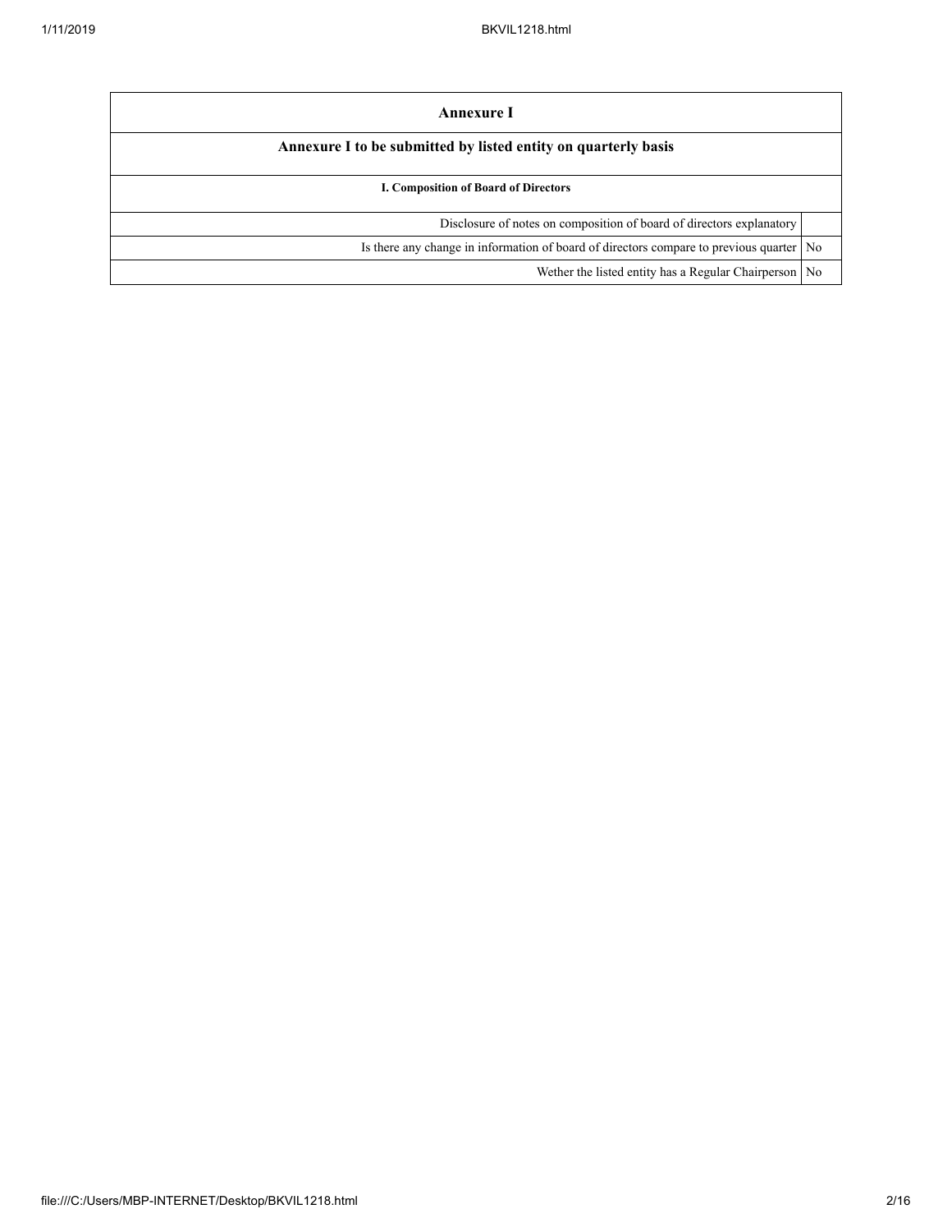# Annexure I

## Annexure I to be submitted by listed entity on quarterly basis

### I. Composition of Board of Directors

| | |
|---|---|
| Disclosure of notes on composition of board of directors explanatory | |
| Is there any change in information of board of directors compare to previous quarter | No |
| Wether the listed entity has a Regular Chairperson | No |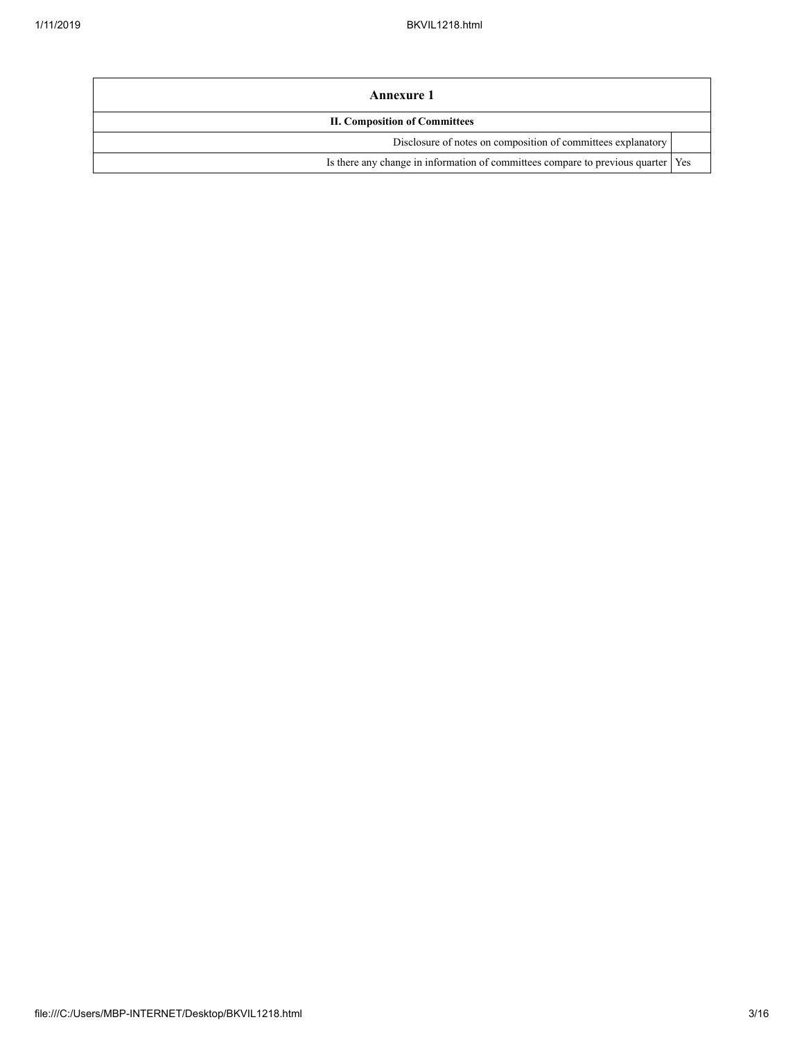| Annexure 1 | |
|---|---|
| **II. Composition of Committees** | |
| Disclosure of notes on composition of committees explanatory | |
| Is there any change in information of committees compare to previous quarter | Yes |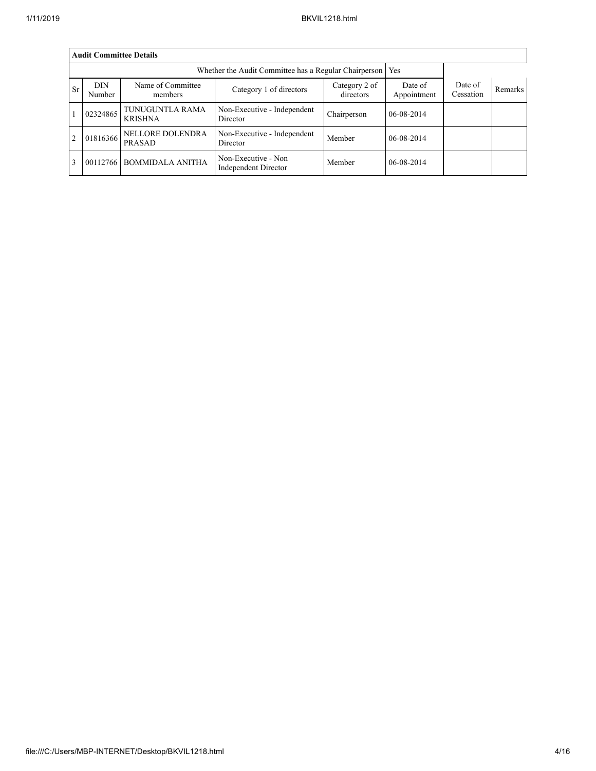**Audit Committee Details**

| Whether the Audit Committee has a Regular Chairperson | | | | | Yes | | |
|---|---|---|---|---|---|---|---|
| Sr | DIN Number | Name of Committee members | Category 1 of directors | Category 2 of directors | Date of Appointment | Date of Cessation | Remarks |
| 1 | 02324865 | TUNUGUNTLA RAMA KRISHNA | Non-Executive - Independent Director | Chairperson | 06-08-2014 | | |
| 2 | 01816366 | NELLORE DOLENDRA PRASAD | Non-Executive - Independent Director | Member | 06-08-2014 | | |
| 3 | 00112766 | BOMMIDALA ANITHA | Non-Executive - Non Independent Director | Member | 06-08-2014 | | |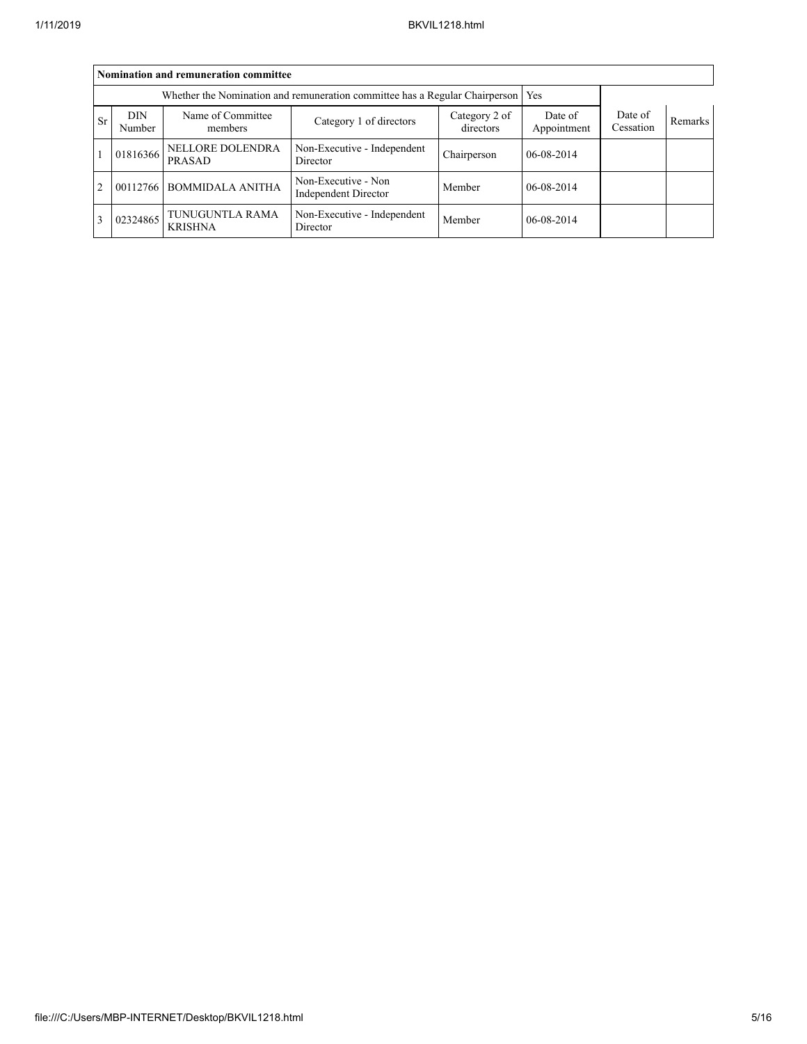| Nomination and remuneration committee | | | | | | | |
|---|---|---|---|---|---|---|---|
| Whether the Nomination and remuneration committee has a Regular Chairperson | | | | | Yes | | |
| Sr | DIN Number | Name of Committee members | Category 1 of directors | Category 2 of directors | Date of Appointment | Date of Cessation | Remarks |
| 1 | 01816366 | NELLORE DOLENDRA PRASAD | Non-Executive - Independent Director | Chairperson | 06-08-2014 | | |
| 2 | 00112766 | BOMMIDALA ANITHA | Non-Executive - Non Independent Director | Member | 06-08-2014 | | |
| 3 | 02324865 | TUNUGUNTLA RAMA KRISHNA | Non-Executive - Independent Director | Member | 06-08-2014 | | |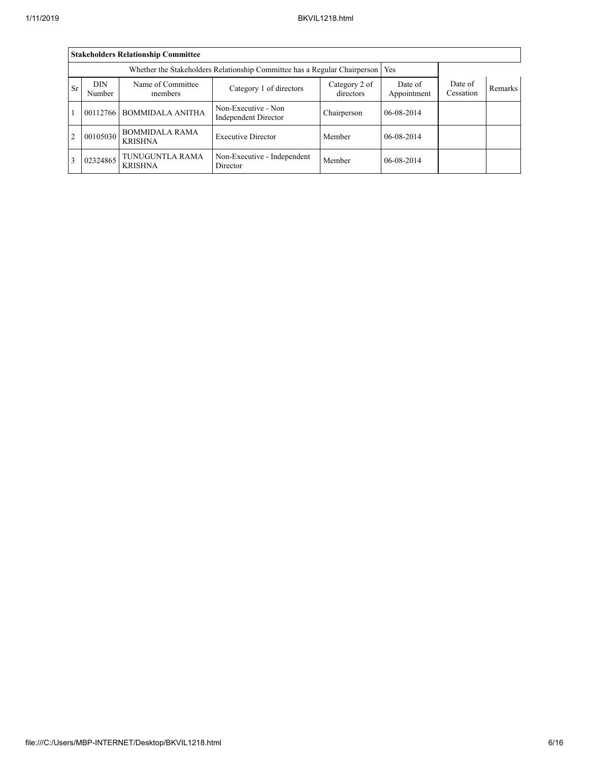**Stakeholders Relationship Committee**

Whether the Stakeholders Relationship Committee has a Regular Chairperson: Yes

| Sr | DIN Number | Name of Committee members | Category 1 of directors | Category 2 of directors | Date of Appointment | Date of Cessation | Remarks |
|---|---|---|---|---|---|---|---|
| 1 | 00112766 | BOMMIDALA ANITHA | Non-Executive - Non Independent Director | Chairperson | 06-08-2014 | | |
| 2 | 00105030 | BOMMIDALA RAMA KRISHNA | Executive Director | Member | 06-08-2014 | | |
| 3 | 02324865 | TUNUGUNTLA RAMA KRISHNA | Non-Executive - Independent Director | Member | 06-08-2014 | | |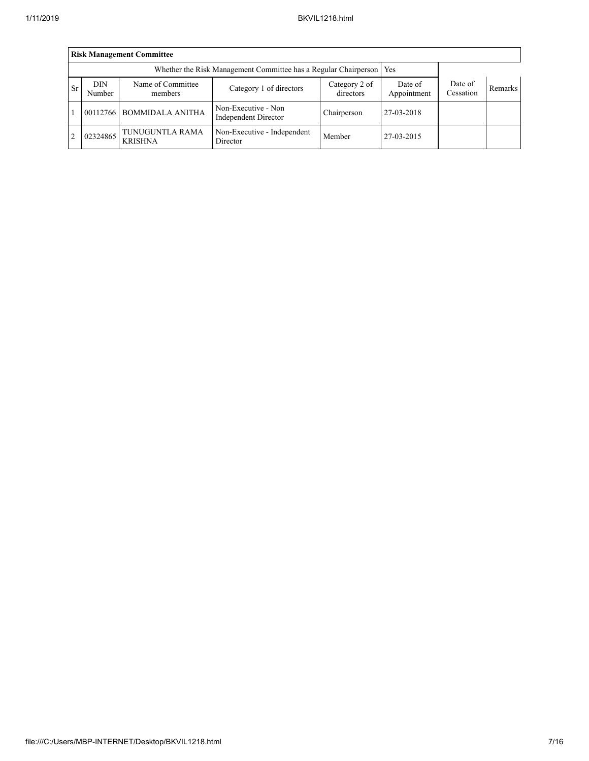| Risk Management Committee | | | | | | | |
|---|---|---|---|---|---|---|---|
| Whether the Risk Management Committee has a Regular Chairperson | | | | | Yes | | |
| Sr | DIN Number | Name of Committee members | Category 1 of directors | Category 2 of directors | Date of Appointment | Date of Cessation | Remarks |
| 1 | 00112766 | BOMMIDALA ANITHA | Non-Executive - Non Independent Director | Chairperson | 27-03-2018 | | |
| 2 | 02324865 | TUNUGUNTLA RAMA KRISHNA | Non-Executive - Independent Director | Member | 27-03-2015 | | |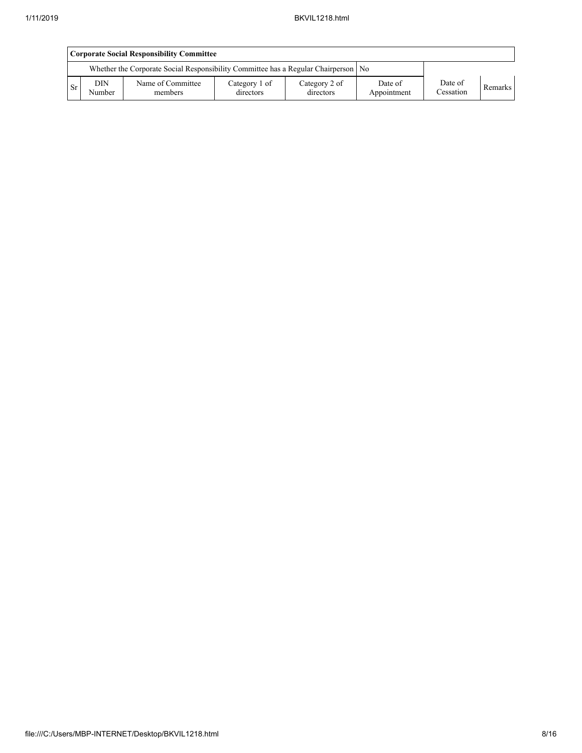| Corporate Social Responsibility Committee | | | | | | | |
|---|---|---|---|---|---|---|---|
| Whether the Corporate Social Responsibility Committee has a Regular Chairperson | | | | | No | | |
| Sr | DIN Number | Name of Committee members | Category 1 of directors | Category 2 of directors | Date of Appointment | Date of Cessation | Remarks |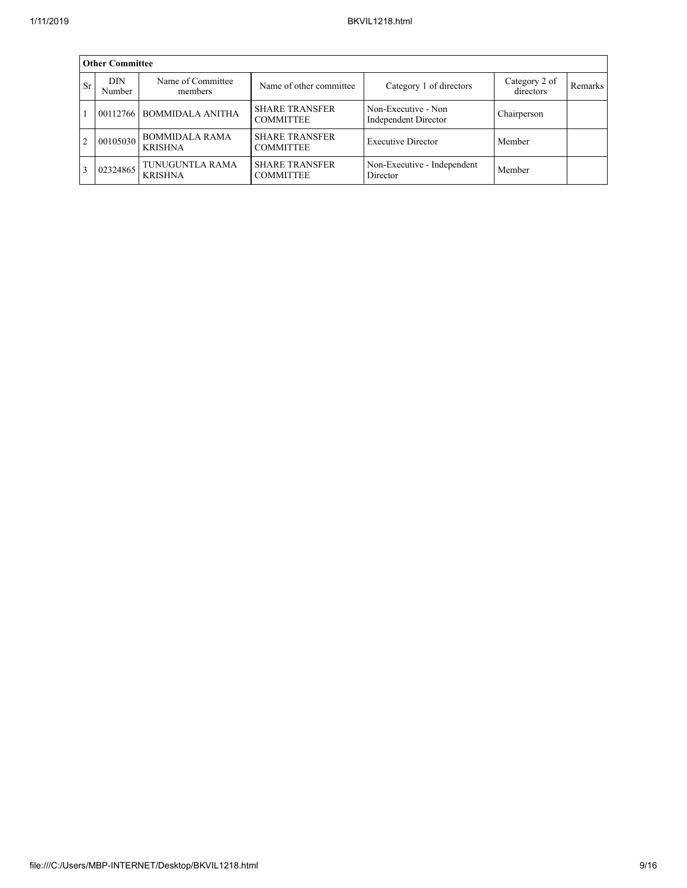| Other Committee | | | | | | |
|---|---|---|---|---|---|---|
| Sr | DIN Number | Name of Committee members | Name of other committee | Category 1 of directors | Category 2 of directors | Remarks |
| 1 | 00112766 | BOMMIDALA ANITHA | SHARE TRANSFER COMMITTEE | Non-Executive - Non Independent Director | Chairperson | |
| 2 | 00105030 | BOMMIDALA RAMA KRISHNA | SHARE TRANSFER COMMITTEE | Executive Director | Member | |
| 3 | 02324865 | TUNUGUNTLA RAMA KRISHNA | SHARE TRANSFER COMMITTEE | Non-Executive - Independent Director | Member | |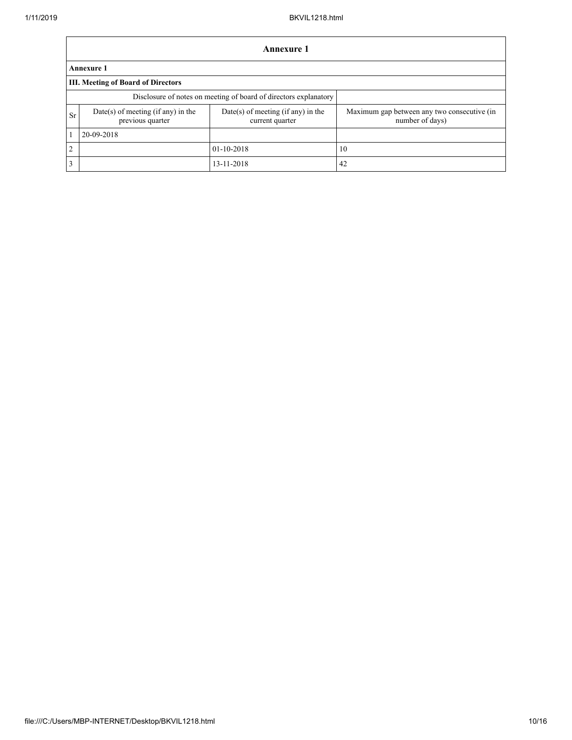| Annexure 1 | | | |
|---|---|---|---|
| **Annexure 1** | | | |
| **III. Meeting of Board of Directors** | | | |
| Disclosure of notes on meeting of board of directors explanatory | | | |
| Sr | Date(s) of meeting (if any) in the previous quarter | Date(s) of meeting (if any) in the current quarter | Maximum gap between any two consecutive (in number of days) |
| 1 | 20-09-2018 | | |
| 2 | | 01-10-2018 | 10 |
| 3 | | 13-11-2018 | 42 |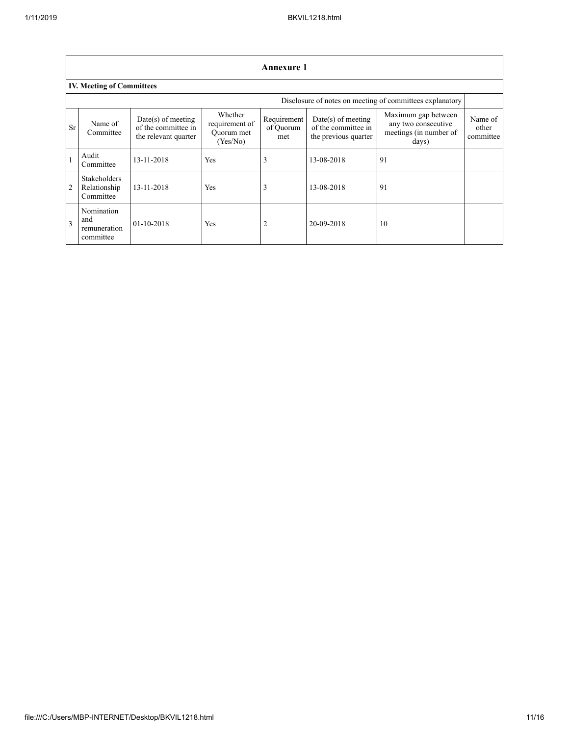| Annexure 1 | | | | | | | |
|---|---|---|---|---|---|---|---|
| **IV. Meeting of Committees** | | | | | | | |
| Disclosure of notes on meeting of committees explanatory | | | | | | | |
| Sr | Name of Committee | Date(s) of meeting of the committee in the relevant quarter | Whether requirement of Quorum met (Yes/No) | Requirement of Quorum met | Date(s) of meeting of the committee in the previous quarter | Maximum gap between any two consecutive meetings (in number of days) | Name of other committee |
| 1 | Audit Committee | 13-11-2018 | Yes | 3 | 13-08-2018 | 91 | |
| 2 | Stakeholders Relationship Committee | 13-11-2018 | Yes | 3 | 13-08-2018 | 91 | |
| 3 | Nomination and remuneration committee | 01-10-2018 | Yes | 2 | 20-09-2018 | 10 | |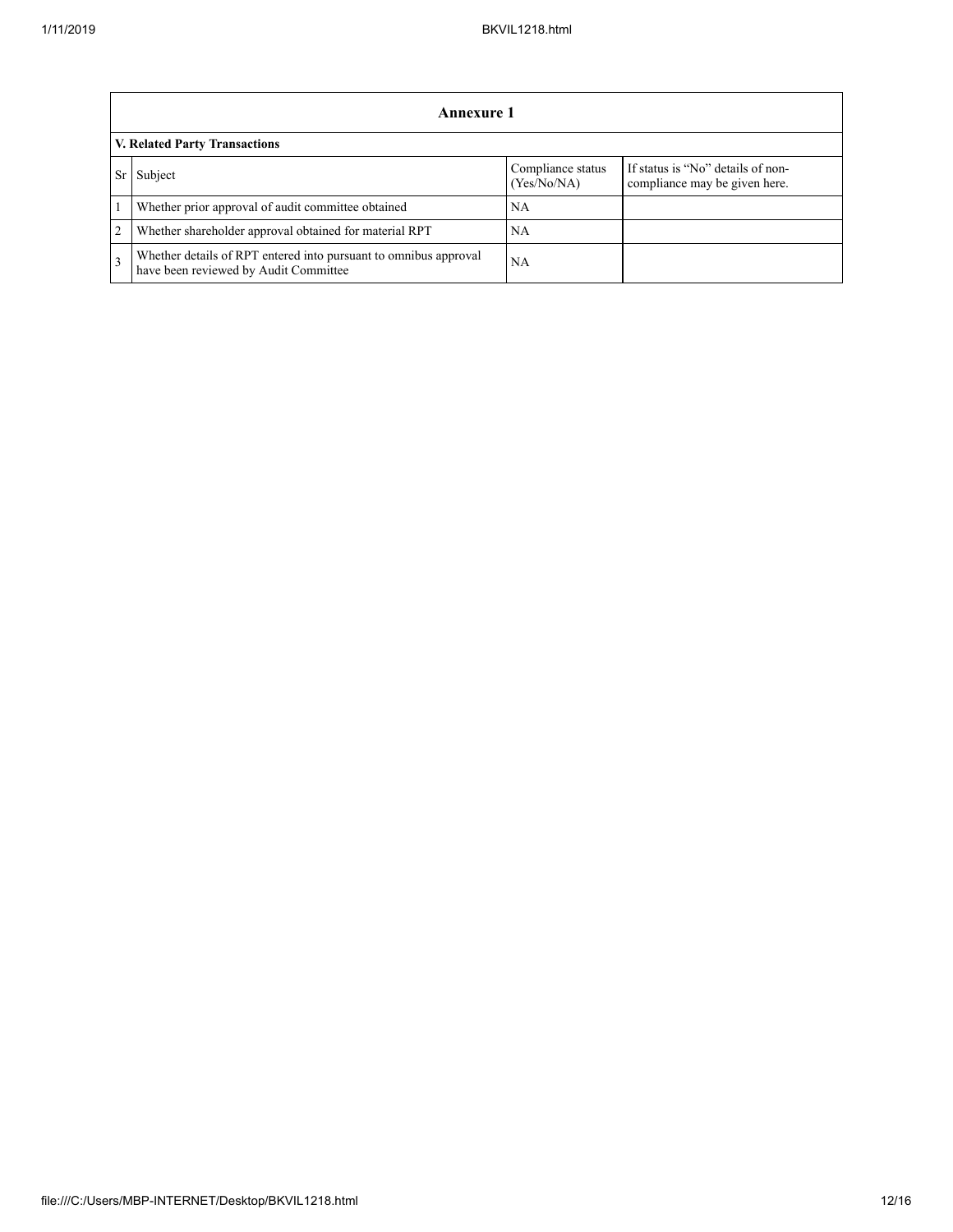## Annexure 1

### V. Related Party Transactions

| Sr | Subject | Compliance status (Yes/No/NA) | If status is "No" details of non-compliance may be given here. |
|---|---|---|---|
| 1 | Whether prior approval of audit committee obtained | NA | |
| 2 | Whether shareholder approval obtained for material RPT | NA | |
| 3 | Whether details of RPT entered into pursuant to omnibus approval have been reviewed by Audit Committee | NA | |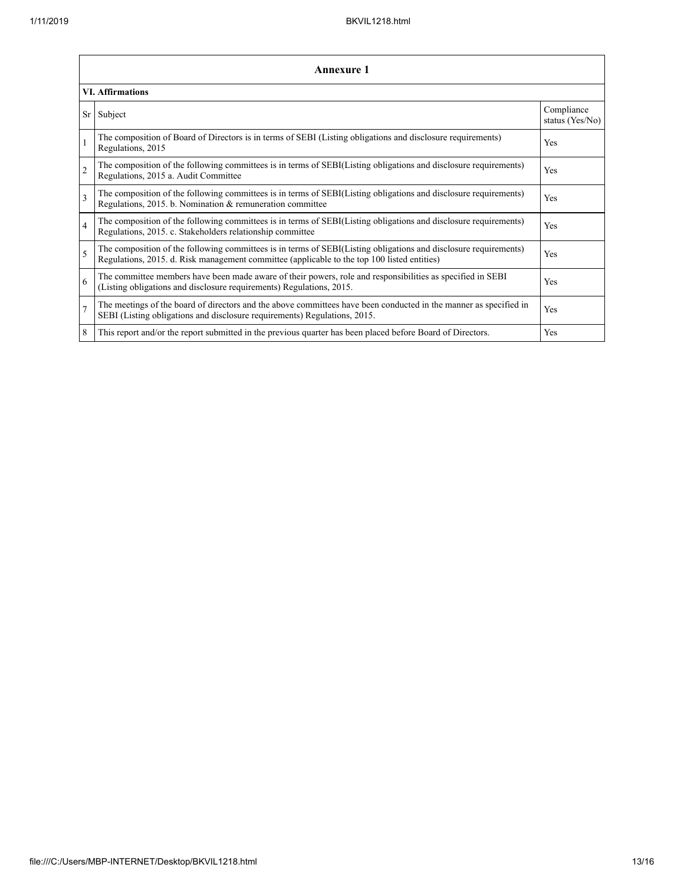## Annexure 1

### VI. Affirmations

| Sr | Subject | Compliance status (Yes/No) |
|---|---|---|
| 1 | The composition of Board of Directors is in terms of SEBI (Listing obligations and disclosure requirements) Regulations, 2015 | Yes |
| 2 | The composition of the following committees is in terms of SEBI(Listing obligations and disclosure requirements) Regulations, 2015 a. Audit Committee | Yes |
| 3 | The composition of the following committees is in terms of SEBI(Listing obligations and disclosure requirements) Regulations, 2015. b. Nomination & remuneration committee | Yes |
| 4 | The composition of the following committees is in terms of SEBI(Listing obligations and disclosure requirements) Regulations, 2015. c. Stakeholders relationship committee | Yes |
| 5 | The composition of the following committees is in terms of SEBI(Listing obligations and disclosure requirements) Regulations, 2015. d. Risk management committee (applicable to the top 100 listed entities) | Yes |
| 6 | The committee members have been made aware of their powers, role and responsibilities as specified in SEBI (Listing obligations and disclosure requirements) Regulations, 2015. | Yes |
| 7 | The meetings of the board of directors and the above committees have been conducted in the manner as specified in SEBI (Listing obligations and disclosure requirements) Regulations, 2015. | Yes |
| 8 | This report and/or the report submitted in the previous quarter has been placed before Board of Directors. | Yes |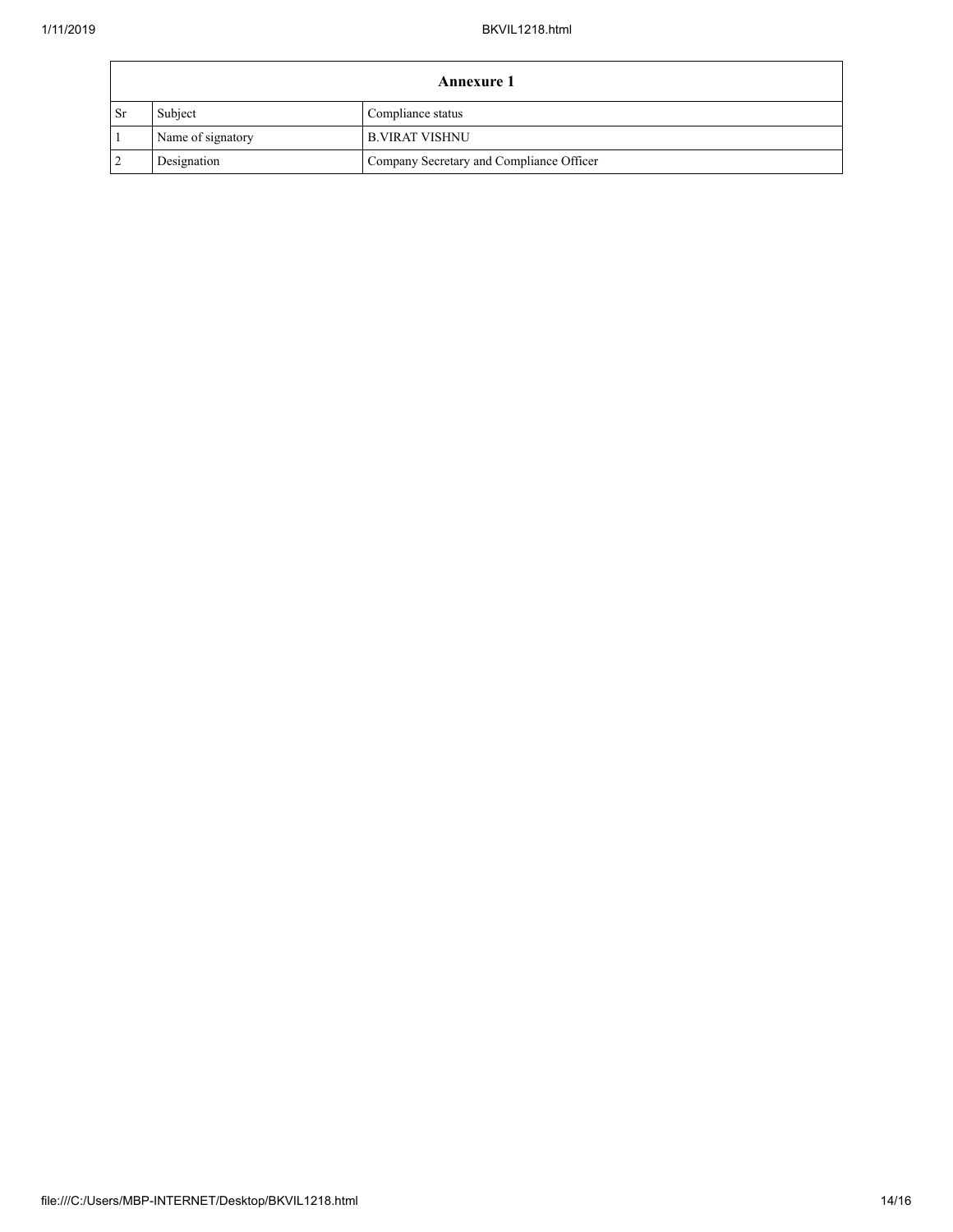| Annexure 1 | | |
|---|---|---|
| Sr | Subject | Compliance status |
| 1 | Name of signatory | B.VIRAT VISHNU |
| 2 | Designation | Company Secretary and Compliance Officer |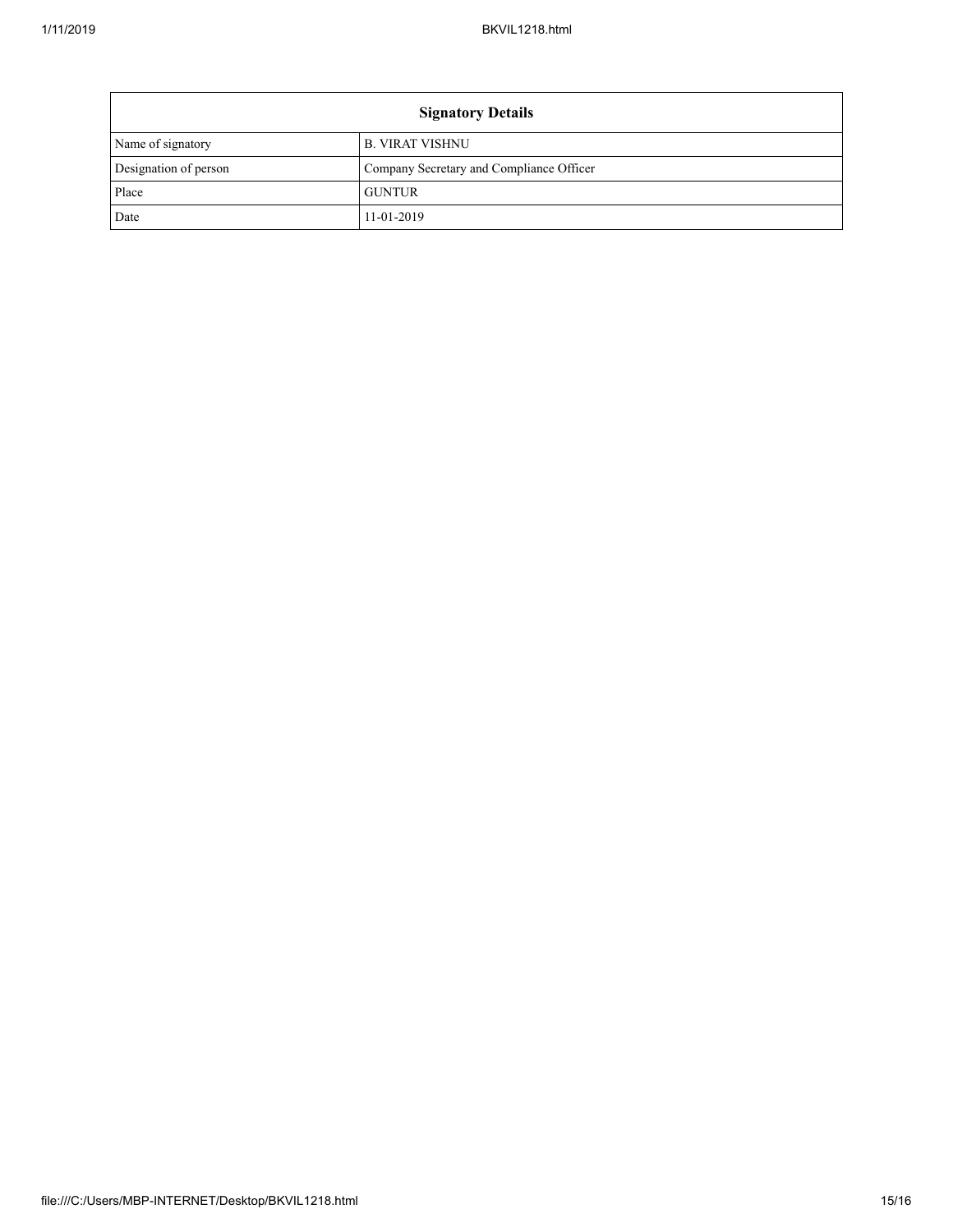| Signatory Details | |
|---|---|
| Name of signatory | B. VIRAT VISHNU |
| Designation of person | Company Secretary and Compliance Officer |
| Place | GUNTUR |
| Date | 11-01-2019 |